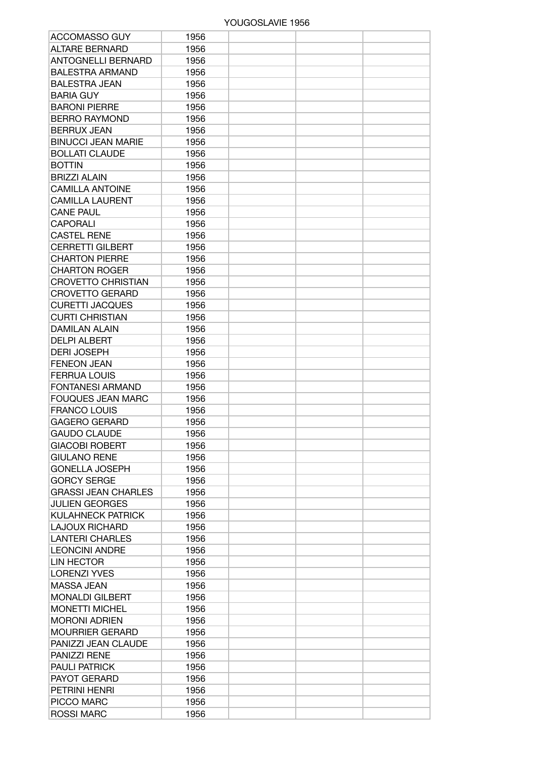# YOUGOSLAVIE 1956

| | | | | |
|---|---|---|---|---|
| ACCOMASSO GUY | 1956 | | | |
| ALTARE BERNARD | 1956 | | | |
| ANTOGNELLI BERNARD | 1956 | | | |
| BALESTRA ARMAND | 1956 | | | |
| BALESTRA JEAN | 1956 | | | |
| BARIA GUY | 1956 | | | |
| BARONI PIERRE | 1956 | | | |
| BERRO RAYMOND | 1956 | | | |
| BERRUX JEAN | 1956 | | | |
| BINUCCI JEAN MARIE | 1956 | | | |
| BOLLATI CLAUDE | 1956 | | | |
| BOTTIN | 1956 | | | |
| BRIZZI ALAIN | 1956 | | | |
| CAMILLA ANTOINE | 1956 | | | |
| CAMILLA LAURENT | 1956 | | | |
| CANE PAUL | 1956 | | | |
| CAPORALI | 1956 | | | |
| CASTEL RENE | 1956 | | | |
| CERRETTI GILBERT | 1956 | | | |
| CHARTON PIERRE | 1956 | | | |
| CHARTON ROGER | 1956 | | | |
| CROVETTO CHRISTIAN | 1956 | | | |
| CROVETTO GERARD | 1956 | | | |
| CURETTI JACQUES | 1956 | | | |
| CURTI CHRISTIAN | 1956 | | | |
| DAMILAN ALAIN | 1956 | | | |
| DELPI ALBERT | 1956 | | | |
| DERI JOSEPH | 1956 | | | |
| FENEON JEAN | 1956 | | | |
| FERRUA LOUIS | 1956 | | | |
| FONTANESI ARMAND | 1956 | | | |
| FOUQUES JEAN MARC | 1956 | | | |
| FRANCO LOUIS | 1956 | | | |
| GAGERO GERARD | 1956 | | | |
| GAUDO CLAUDE | 1956 | | | |
| GIACOBI ROBERT | 1956 | | | |
| GIULANO RENE | 1956 | | | |
| GONELLA JOSEPH | 1956 | | | |
| GORCY SERGE | 1956 | | | |
| GRASSI JEAN CHARLES | 1956 | | | |
| JULIEN GEORGES | 1956 | | | |
| KULAHNECK PATRICK | 1956 | | | |
| LAJOUX RICHARD | 1956 | | | |
| LANTERI CHARLES | 1956 | | | |
| LEONCINI ANDRE | 1956 | | | |
| LIN HECTOR | 1956 | | | |
| LORENZI YVES | 1956 | | | |
| MASSA JEAN | 1956 | | | |
| MONALDI GILBERT | 1956 | | | |
| MONETTI MICHEL | 1956 | | | |
| MORONI ADRIEN | 1956 | | | |
| MOURRIER GERARD | 1956 | | | |
| PANIZZI JEAN CLAUDE | 1956 | | | |
| PANIZZI RENE | 1956 | | | |
| PAULI PATRICK | 1956 | | | |
| PAYOT GERARD | 1956 | | | |
| PETRINI HENRI | 1956 | | | |
| PICCO MARC | 1956 | | | |
| ROSSI MARC | 1956 | | | |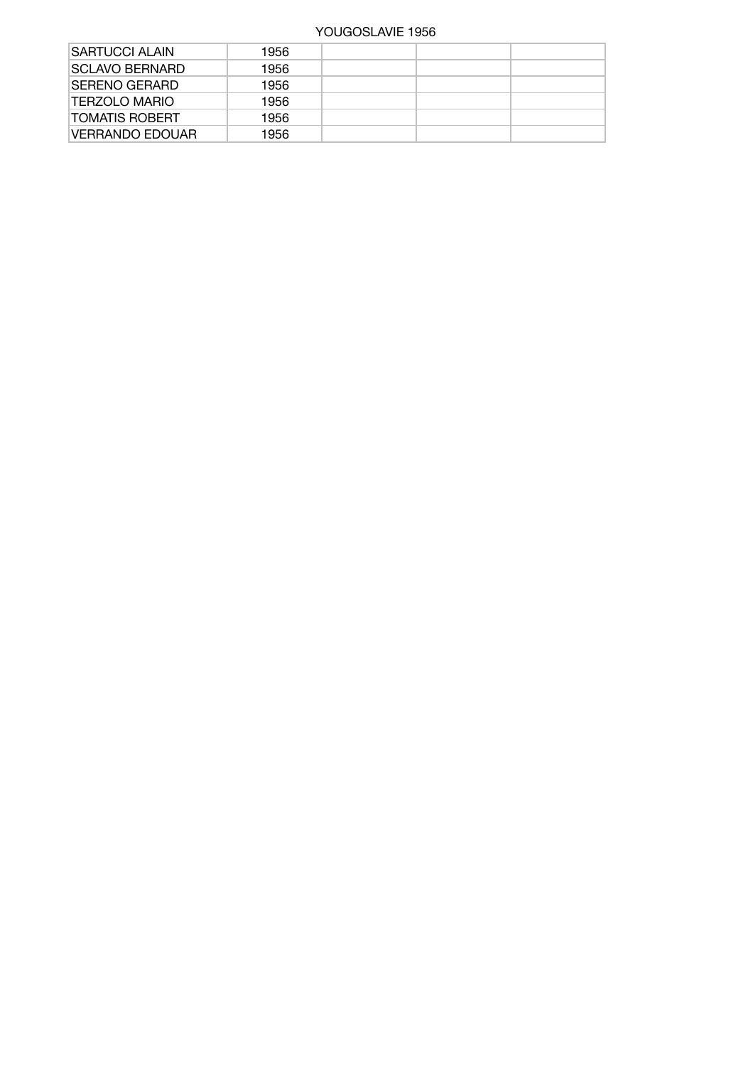YOUGOSLAVIE 1956

| | | | | |
|---|---|---|---|---|
| SARTUCCI ALAIN | 1956 | | | |
| SCLAVO BERNARD | 1956 | | | |
| SERENO GERARD | 1956 | | | |
| TERZOLO MARIO | 1956 | | | |
| TOMATIS ROBERT | 1956 | | | |
| VERRANDO EDOUAR | 1956 | | | |